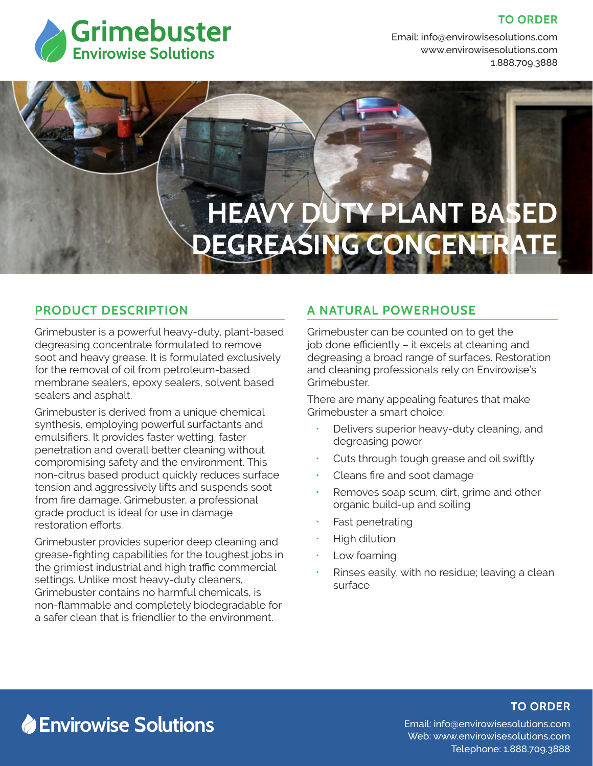# Grimebuster
Envirowise Solutions

**TO ORDER**

Email: info@envirowisesolutions.com
www.envirowisesolutions.com
1.888.709.3888

# HEAVY DUTY PLANT BASED DEGREASING CONCENTRATE

## PRODUCT DESCRIPTION

Grimebuster is a powerful heavy-duty, plant-based degreasing concentrate formulated to remove soot and heavy grease. It is formulated exclusively for the removal of oil from petroleum-based membrane sealers, epoxy sealers, solvent based sealers and asphalt.

Grimebuster is derived from a unique chemical synthesis, employing powerful surfactants and emulsifiers. It provides faster wetting, faster penetration and overall better cleaning without compromising safety and the environment. This non-citrus based product quickly reduces surface tension and aggressively lifts and suspends soot from fire damage. Grimebuster, a professional grade product is ideal for use in damage restoration efforts.

Grimebuster provides superior deep cleaning and grease-fighting capabilities for the toughest jobs in the grimiest industrial and high traffic commercial settings. Unlike most heavy-duty cleaners, Grimebuster contains no harmful chemicals, is non-flammable and completely biodegradable for a safer clean that is friendlier to the environment.

## A NATURAL POWERHOUSE

Grimebuster can be counted on to get the job done efficiently – it excels at cleaning and degreasing a broad range of surfaces. Restoration and cleaning professionals rely on Envirowise's Grimebuster.

There are many appealing features that make Grimebuster a smart choice:

- Delivers superior heavy-duty cleaning, and degreasing power
- Cuts through tough grease and oil swiftly
- Cleans fire and soot damage
- Removes soap scum, dirt, grime and other organic build-up and soiling
- Fast penetrating
- High dilution
- Low foaming
- Rinses easily, with no residue; leaving a clean surface

Envirowise Solutions

**TO ORDER**

Email: info@envirowisesolutions.com
Web: www.envirowisesolutions.com
Telephone: 1.888.709.3888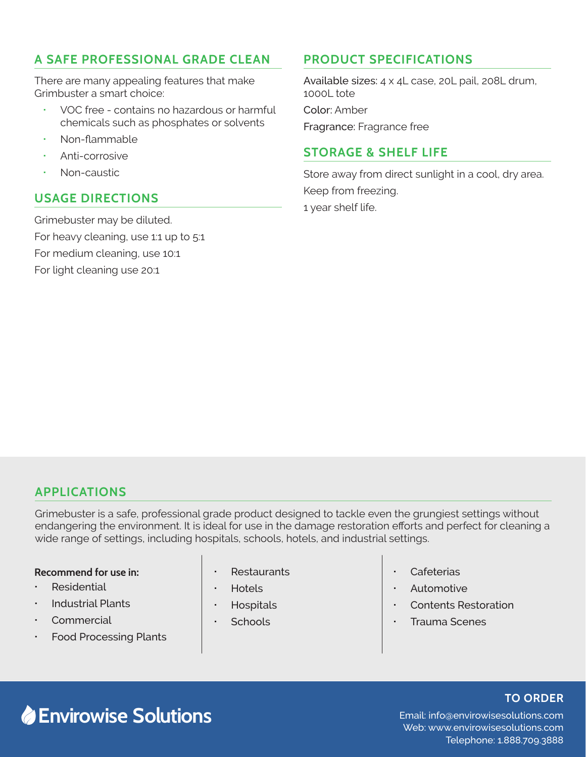## A SAFE PROFESSIONAL GRADE CLEAN

There are many appealing features that make Grimbuster a smart choice:

- VOC free - contains no hazardous or harmful chemicals such as phosphates or solvents
- Non-flammable
- Anti-corrosive
- Non-caustic

## USAGE DIRECTIONS

Grimebuster may be diluted.

For heavy cleaning, use 1:1 up to 5:1

For medium cleaning, use 10:1

For light cleaning use 20:1

## PRODUCT SPECIFICATIONS

Available sizes: 4 x 4L case, 20L pail, 208L drum, 1000L tote

Color: Amber

Fragrance: Fragrance free

## STORAGE & SHELF LIFE

Store away from direct sunlight in a cool, dry area.

Keep from freezing.

1 year shelf life.

## APPLICATIONS

Grimebuster is a safe, professional grade product designed to tackle even the grungiest settings without endangering the environment. It is ideal for use in the damage restoration efforts and perfect for cleaning a wide range of settings, including hospitals, schools, hotels, and industrial settings.

**Recommend for use in:**

- Residential
- Industrial Plants
- Commercial
- Food Processing Plants
- Restaurants
- Hotels
- Hospitals
- Schools
- Cafeterias
- Automotive
- Contents Restoration
- Trauma Scenes

Envirowise Solutions

**TO ORDER**

Email: info@envirowisesolutions.com

Web: www.envirowisesolutions.com

Telephone: 1.888.709.3888